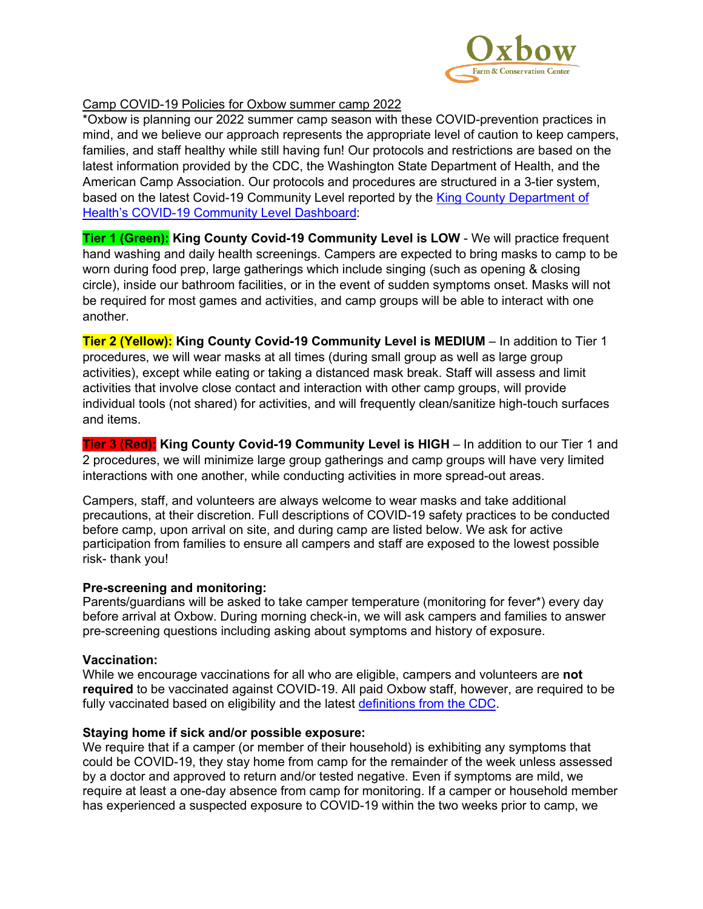Camp COVID-19 Policies for Oxbow summer camp 2022

*Oxbow is planning our 2022 summer camp season with these COVID-prevention practices in mind, and we believe our approach represents the appropriate level of caution to keep campers, families, and staff healthy while still having fun! Our protocols and restrictions are based on the latest information provided by the CDC, the Washington State Department of Health, and the American Camp Association. Our protocols and procedures are structured in a 3-tier system, based on the latest Covid-19 Community Level reported by the King County Department of Health's COVID-19 Community Level Dashboard:

**Tier 1 (Green): King County Covid-19 Community Level is LOW** - We will practice frequent hand washing and daily health screenings. Campers are expected to bring masks to camp to be worn during food prep, large gatherings which include singing (such as opening & closing circle), inside our bathroom facilities, or in the event of sudden symptoms onset. Masks will not be required for most games and activities, and camp groups will be able to interact with one another.

**Tier 2 (Yellow): King County Covid-19 Community Level is MEDIUM** – In addition to Tier 1 procedures, we will wear masks at all times (during small group as well as large group activities), except while eating or taking a distanced mask break. Staff will assess and limit activities that involve close contact and interaction with other camp groups, will provide individual tools (not shared) for activities, and will frequently clean/sanitize high-touch surfaces and items.

**Tier 3 (Red): King County Covid-19 Community Level is HIGH** – In addition to our Tier 1 and 2 procedures, we will minimize large group gatherings and camp groups will have very limited interactions with one another, while conducting activities in more spread-out areas.

Campers, staff, and volunteers are always welcome to wear masks and take additional precautions, at their discretion. Full descriptions of COVID-19 safety practices to be conducted before camp, upon arrival on site, and during camp are listed below. We ask for active participation from families to ensure all campers and staff are exposed to the lowest possible risk- thank you!

**Pre-screening and monitoring:**

Parents/guardians will be asked to take camper temperature (monitoring for fever*) every day before arrival at Oxbow. During morning check-in, we will ask campers and families to answer pre-screening questions including asking about symptoms and history of exposure.

**Vaccination:**

While we encourage vaccinations for all who are eligible, campers and volunteers are **not required** to be vaccinated against COVID-19. All paid Oxbow staff, however, are required to be fully vaccinated based on eligibility and the latest definitions from the CDC.

**Staying home if sick and/or possible exposure:**

We require that if a camper (or member of their household) is exhibiting any symptoms that could be COVID-19, they stay home from camp for the remainder of the week unless assessed by a doctor and approved to return and/or tested negative. Even if symptoms are mild, we require at least a one-day absence from camp for monitoring. If a camper or household member has experienced a suspected exposure to COVID-19 within the two weeks prior to camp, we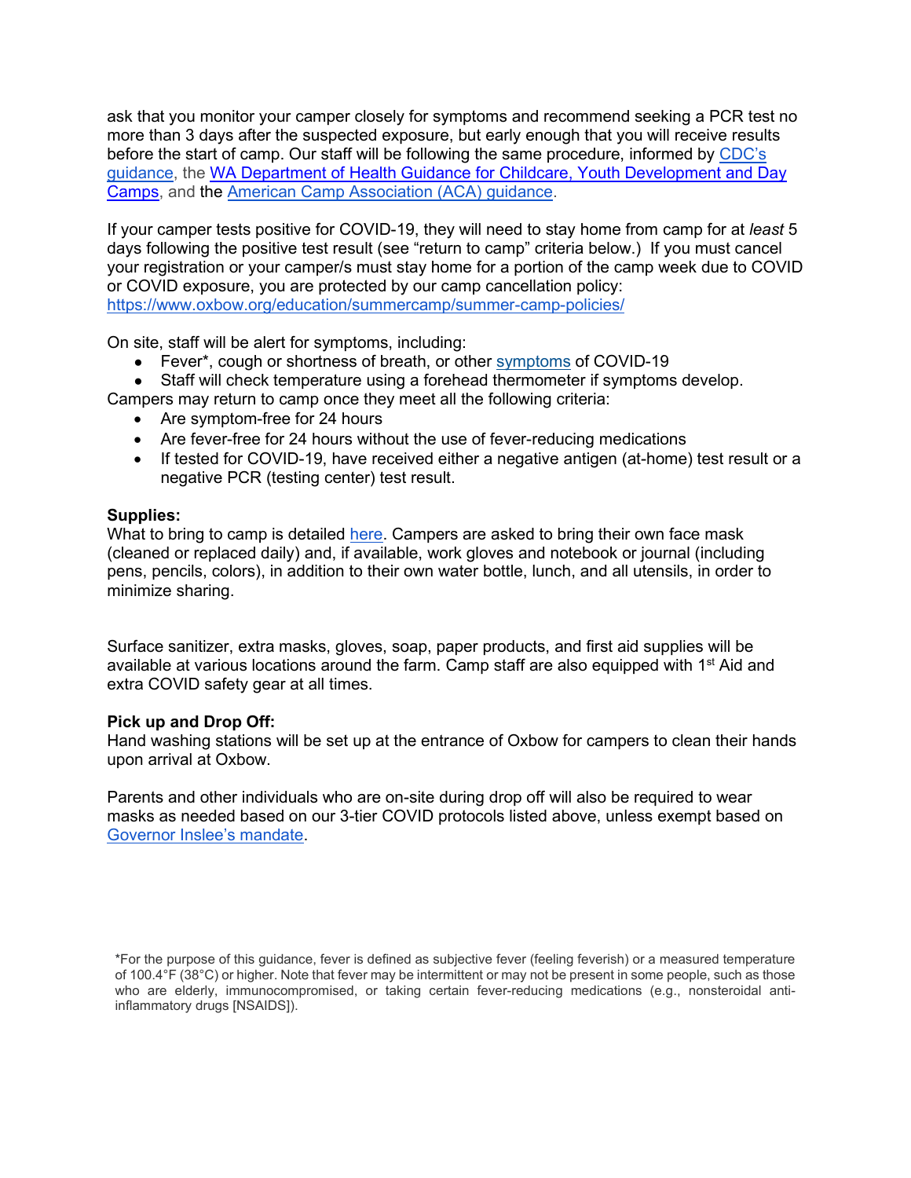ask that you monitor your camper closely for symptoms and recommend seeking a PCR test no more than 3 days after the suspected exposure, but early enough that you will receive results before the start of camp. Our staff will be following the same procedure, informed by CDC's guidance, the WA Department of Health Guidance for Childcare, Youth Development and Day Camps, and the American Camp Association (ACA) guidance.

If your camper tests positive for COVID-19, they will need to stay home from camp for at *least* 5 days following the positive test result (see "return to camp" criteria below.) If you must cancel your registration or your camper/s must stay home for a portion of the camp week due to COVID or COVID exposure, you are protected by our camp cancellation policy: https://www.oxbow.org/education/summercamp/summer-camp-policies/

On site, staff will be alert for symptoms, including:

- Fever*, cough or shortness of breath, or other symptoms of COVID-19
- Staff will check temperature using a forehead thermometer if symptoms develop.

Campers may return to camp once they meet all the following criteria:

- Are symptom-free for 24 hours
- Are fever-free for 24 hours without the use of fever-reducing medications
- If tested for COVID-19, have received either a negative antigen (at-home) test result or a negative PCR (testing center) test result.

**Supplies:**
What to bring to camp is detailed here. Campers are asked to bring their own face mask (cleaned or replaced daily) and, if available, work gloves and notebook or journal (including pens, pencils, colors), in addition to their own water bottle, lunch, and all utensils, in order to minimize sharing.

Surface sanitizer, extra masks, gloves, soap, paper products, and first aid supplies will be available at various locations around the farm. Camp staff are also equipped with 1st Aid and extra COVID safety gear at all times.

**Pick up and Drop Off:**
Hand washing stations will be set up at the entrance of Oxbow for campers to clean their hands upon arrival at Oxbow.

Parents and other individuals who are on-site during drop off will also be required to wear masks as needed based on our 3-tier COVID protocols listed above, unless exempt based on Governor Inslee's mandate.

*For the purpose of this guidance, fever is defined as subjective fever (feeling feverish) or a measured temperature of 100.4°F (38°C) or higher. Note that fever may be intermittent or may not be present in some people, such as those who are elderly, immunocompromised, or taking certain fever-reducing medications (e.g., nonsteroidal anti-inflammatory drugs [NSAIDS]).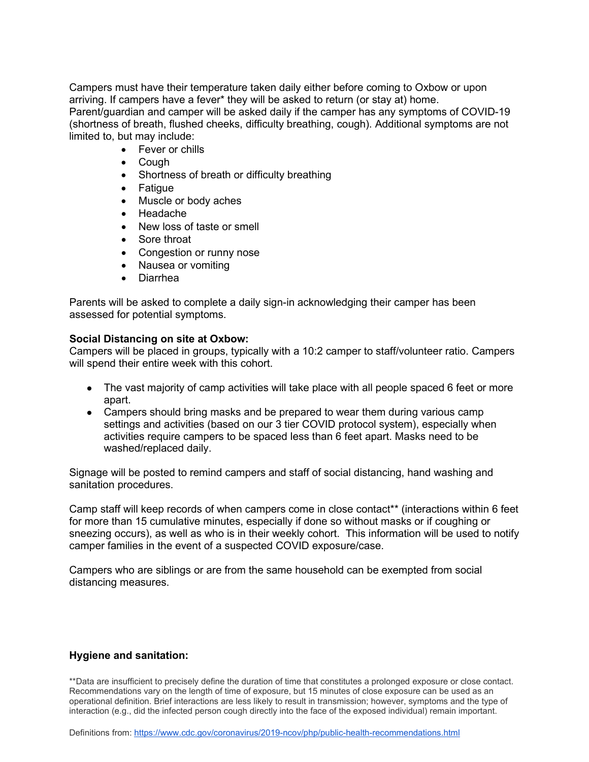Campers must have their temperature taken daily either before coming to Oxbow or upon arriving. If campers have a fever* they will be asked to return (or stay at) home. Parent/guardian and camper will be asked daily if the camper has any symptoms of COVID-19 (shortness of breath, flushed cheeks, difficulty breathing, cough). Additional symptoms are not limited to, but may include:

- Fever or chills
- Cough
- Shortness of breath or difficulty breathing
- Fatigue
- Muscle or body aches
- Headache
- New loss of taste or smell
- Sore throat
- Congestion or runny nose
- Nausea or vomiting
- Diarrhea

Parents will be asked to complete a daily sign-in acknowledging their camper has been assessed for potential symptoms.

**Social Distancing on site at Oxbow:**

Campers will be placed in groups, typically with a 10:2 camper to staff/volunteer ratio. Campers will spend their entire week with this cohort.

- The vast majority of camp activities will take place with all people spaced 6 feet or more apart.
- Campers should bring masks and be prepared to wear them during various camp settings and activities (based on our 3 tier COVID protocol system), especially when activities require campers to be spaced less than 6 feet apart. Masks need to be washed/replaced daily.

Signage will be posted to remind campers and staff of social distancing, hand washing and sanitation procedures.

Camp staff will keep records of when campers come in close contact** (interactions within 6 feet for more than 15 cumulative minutes, especially if done so without masks or if coughing or sneezing occurs), as well as who is in their weekly cohort. This information will be used to notify camper families in the event of a suspected COVID exposure/case.

Campers who are siblings or are from the same household can be exempted from social distancing measures.

**Hygiene and sanitation:**

**Data are insufficient to precisely define the duration of time that constitutes a prolonged exposure or close contact. Recommendations vary on the length of time of exposure, but 15 minutes of close exposure can be used as an operational definition. Brief interactions are less likely to result in transmission; however, symptoms and the type of interaction (e.g., did the infected person cough directly into the face of the exposed individual) remain important.

Definitions from: https://www.cdc.gov/coronavirus/2019-ncov/php/public-health-recommendations.html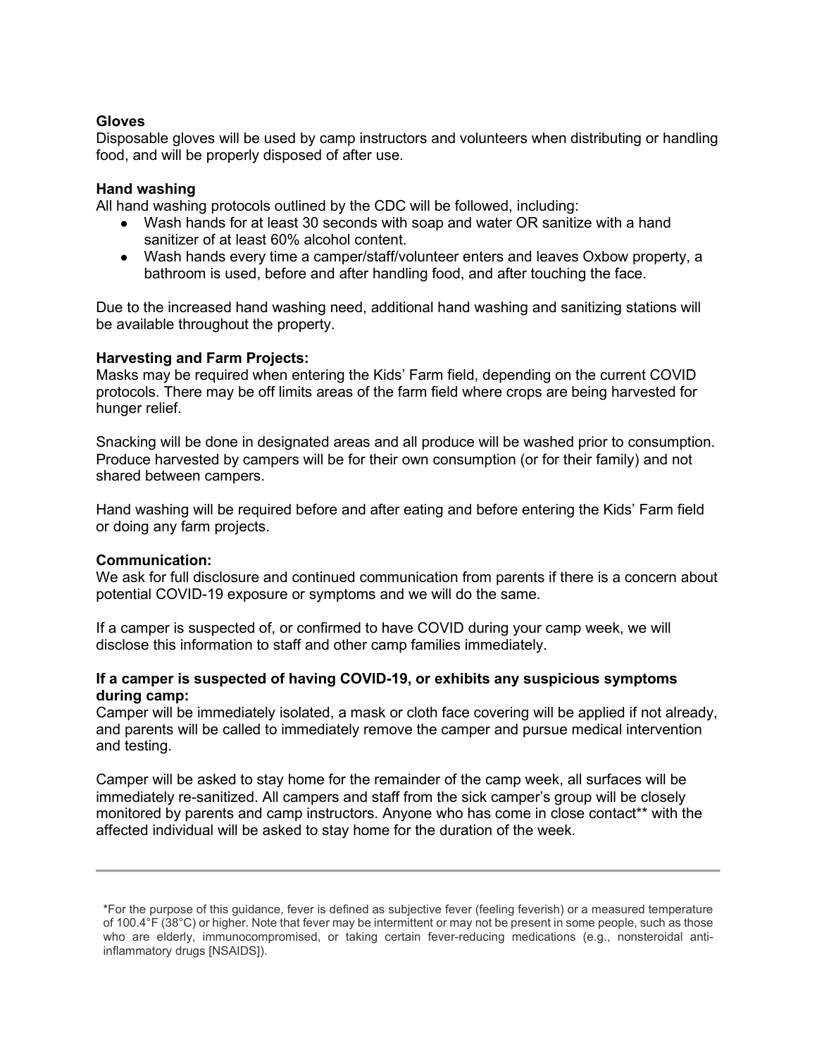**Gloves**

Disposable gloves will be used by camp instructors and volunteers when distributing or handling food, and will be properly disposed of after use.

**Hand washing**

All hand washing protocols outlined by the CDC will be followed, including:

- Wash hands for at least 30 seconds with soap and water OR sanitize with a hand sanitizer of at least 60% alcohol content.
- Wash hands every time a camper/staff/volunteer enters and leaves Oxbow property, a bathroom is used, before and after handling food, and after touching the face.

Due to the increased hand washing need, additional hand washing and sanitizing stations will be available throughout the property.

**Harvesting and Farm Projects:**

Masks may be required when entering the Kids' Farm field, depending on the current COVID protocols. There may be off limits areas of the farm field where crops are being harvested for hunger relief.

Snacking will be done in designated areas and all produce will be washed prior to consumption. Produce harvested by campers will be for their own consumption (or for their family) and not shared between campers.

Hand washing will be required before and after eating and before entering the Kids' Farm field or doing any farm projects.

**Communication:**

We ask for full disclosure and continued communication from parents if there is a concern about potential COVID-19 exposure or symptoms and we will do the same.

If a camper is suspected of, or confirmed to have COVID during your camp week, we will disclose this information to staff and other camp families immediately.

**If a camper is suspected of having COVID-19, or exhibits any suspicious symptoms during camp:**

Camper will be immediately isolated, a mask or cloth face covering will be applied if not already, and parents will be called to immediately remove the camper and pursue medical intervention and testing.

Camper will be asked to stay home for the remainder of the camp week, all surfaces will be immediately re-sanitized. All campers and staff from the sick camper's group will be closely monitored by parents and camp instructors. Anyone who has come in close contact** with the affected individual will be asked to stay home for the duration of the week.

---

*For the purpose of this guidance, fever is defined as subjective fever (feeling feverish) or a measured temperature of 100.4°F (38°C) or higher. Note that fever may be intermittent or may not be present in some people, such as those who are elderly, immunocompromised, or taking certain fever-reducing medications (e.g., nonsteroidal anti-inflammatory drugs [NSAIDS]).